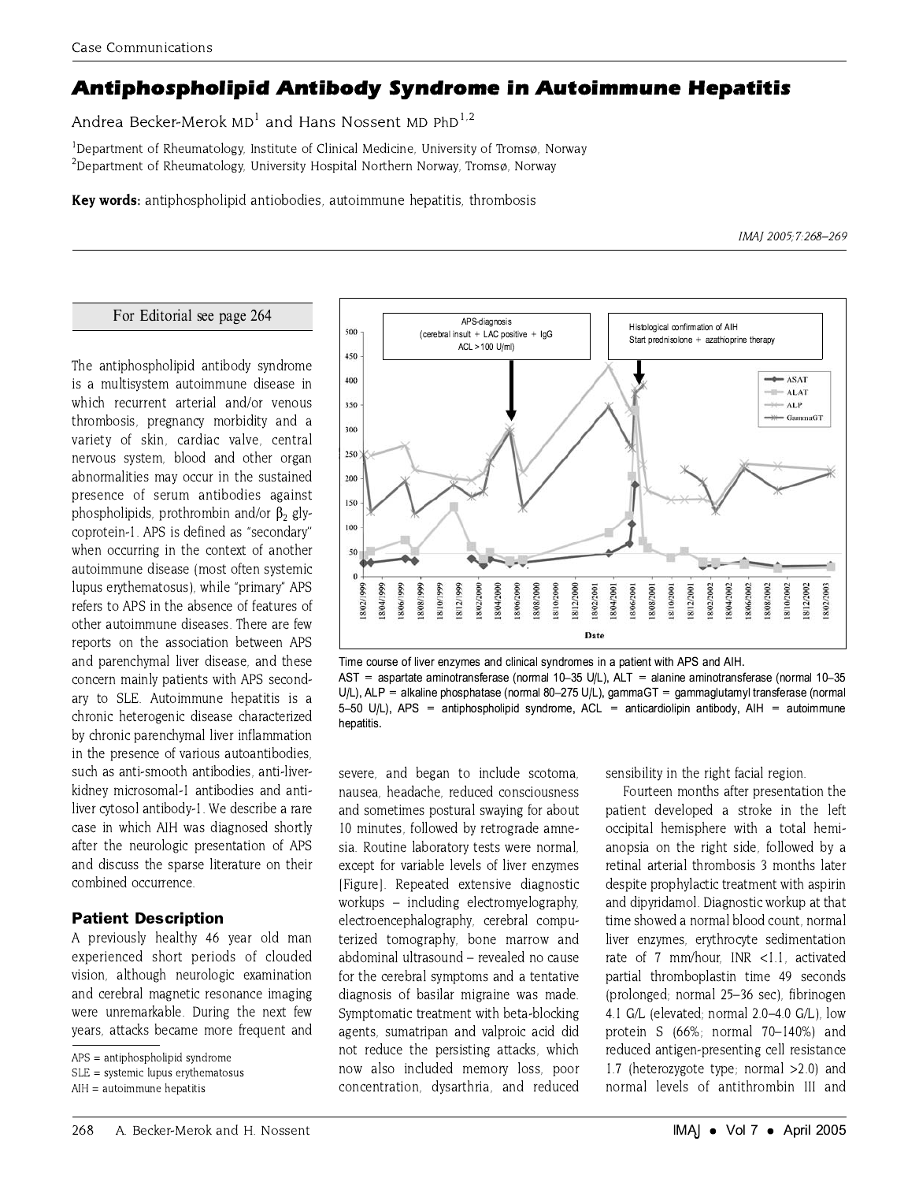Case Communications

# Antiphospholipid Antibody Syndrome in Autoimmune Hepatitis

Andrea Becker-Merok MD[1] and Hans Nossent MD PhD[1,2]

[1]Department of Rheumatology, Institute of Clinical Medicine, University of Tromsø, Norway
[2]Department of Rheumatology, University Hospital Northern Norway, Tromsø, Norway

**Key words:** antiphospholipid antiobodies, autoimmune hepatitis, thrombosis

For Editorial see page 264

The antiphospholipid antibody syndrome is a multisystem autoimmune disease in which recurrent arterial and/or venous thrombosis, pregnancy morbidity and a variety of skin, cardiac valve, central nervous system, blood and other organ abnormalities may occur in the sustained presence of serum antibodies against phospholipids, prothrombin and/or $\beta_2$ glycoprotein-1. APS is defined as "secondary" when occurring in the context of another autoimmune disease (most often systemic lupus erythematosus), while "primary" APS refers to APS in the absence of features of other autoimmune diseases. There are few reports on the association between APS and parenchymal liver disease, and these concern mainly patients with APS secondary to SLE. Autoimmune hepatitis is a chronic heterogenic disease characterized by chronic parenchymal liver inflammation in the presence of various autoantibodies, such as anti-smooth antibodies, anti-liver-kidney microsomal-1 antibodies and anti-liver cytosol antibody-1. We describe a rare case in which AIH was diagnosed shortly after the neurologic presentation of APS and discuss the sparse literature on their combined occurrence.

## Patient Description

A previously healthy 46 year old man experienced short periods of clouded vision, although neurologic examination and cerebral magnetic resonance imaging were unremarkable. During the next few years, attacks became more frequent and severe, and began to include scotoma, nausea, headache, reduced consciousness and sometimes postural swaying for about 10 minutes, followed by retrograde amnesia. Routine laboratory tests were normal, except for variable levels of liver enzymes [Figure]. Repeated extensive diagnostic workups – including electromyelography, electroencephalography, cerebral computerized tomography, bone marrow and abdominal ultrasound – revealed no cause for the cerebral symptoms and a tentative diagnosis of basilar migraine was made. Symptomatic treatment with beta-blocking agents, sumatripan and valproic acid did not reduce the persisting attacks, which now also included memory loss, poor concentration, dysarthria, and reduced sensibility in the right facial region.

Fourteen months after presentation the patient developed a stroke in the left occipital hemisphere with a total hemianopsia on the right side, followed by a retinal arterial thrombosis 3 months later despite prophylactic treatment with aspirin and dipyridamol. Diagnostic workup at that time showed a normal blood count, normal liver enzymes, erythrocyte sedimentation rate of 7 mm/hour, INR <1.1, activated partial thromboplastin time 49 seconds (prolonged; normal 25–36 sec), fibrinogen 4.1 G/L (elevated; normal 2.0–4.0 G/L), low protein S (66%; normal 70–140%) and reduced antigen-presenting cell resistance 1.7 (heterozygote type; normal >2.0) and normal levels of antithrombin III and

Time course of liver enzymes and clinical syndromes in a patient with APS and AIH.
AST = aspartate aminotransferase (normal 10–35 U/L), ALT = alanine aminotransferase (normal 10–35 U/L), ALP = alkaline phosphatase (normal 80–275 U/L), gammaGT = gammaglutamyl transferase (normal 5–50 U/L), APS = antiphospholipid syndrome, ACL = anticardiolipin antibody, AIH = autoimmune hepatitis.

APS = antiphospholipid syndrome
SLE = systemic lupus erythematosus
AIH = autoimmune hepatitis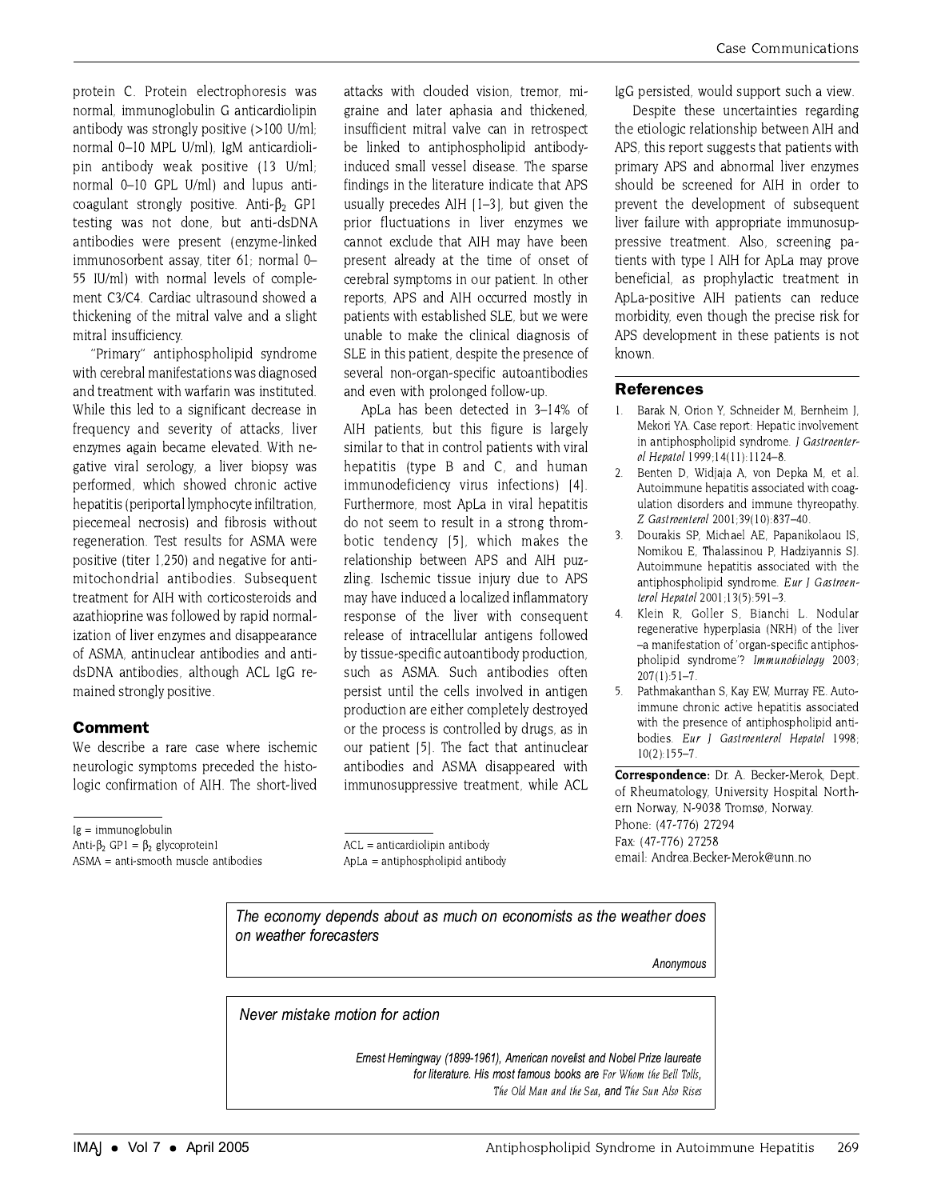protein C. Protein electrophoresis was normal, immunoglobulin G anticardiolipin antibody was strongly positive (>100 U/ml; normal 0–10 MPL U/ml), IgM anticardiolipin antibody weak positive (13 U/ml; normal 0–10 GPL U/ml) and lupus anticoagulant strongly positive. Anti-$\beta_2$ GP1 testing was not done, but anti-dsDNA antibodies were present (enzyme-linked immunosorbent assay, titer 61; normal 0–55 IU/ml) with normal levels of complement C3/C4. Cardiac ultrasound showed a thickening of the mitral valve and a slight mitral insufficiency.

"Primary" antiphospholipid syndrome with cerebral manifestations was diagnosed and treatment with warfarin was instituted. While this led to a significant decrease in frequency and severity of attacks, liver enzymes again became elevated. With negative viral serology, a liver biopsy was performed, which showed chronic active hepatitis (periportal lymphocyte infiltration, piecemeal necrosis) and fibrosis without regeneration. Test results for ASMA were positive (titer 1,250) and negative for antimitochondrial antibodies. Subsequent treatment for AIH with corticosteroids and azathioprine was followed by rapid normalization of liver enzymes and disappearance of ASMA, antinuclear antibodies and anti-dsDNA antibodies, although ACL IgG remained strongly positive.

## Comment

We describe a rare case where ischemic neurologic symptoms preceded the histologic confirmation of AIH. The short-lived attacks with clouded vision, tremor, migraine and later aphasia and thickened, insufficient mitral valve can in retrospect be linked to antiphospholipid antibody-induced small vessel disease. The sparse findings in the literature indicate that APS usually precedes AIH [1–3], but given the prior fluctuations in liver enzymes we cannot exclude that AIH may have been present already at the time of onset of cerebral symptoms in our patient. In other reports, APS and AIH occurred mostly in patients with established SLE, but we were unable to make the clinical diagnosis of SLE in this patient, despite the presence of several non-organ-specific autoantibodies and even with prolonged follow-up.

ApLa has been detected in 3–14% of AIH patients, but this figure is largely similar to that in control patients with viral hepatitis (type B and C, and human immunodeficiency virus infections) [4]. Furthermore, most ApLa in viral hepatitis do not seem to result in a strong thrombotic tendency [5], which makes the relationship between APS and AIH puzzling. Ischemic tissue injury due to APS may have induced a localized inflammatory response of the liver with consequent release of intracellular antigens followed by tissue-specific autoantibody production, such as ASMA. Such antibodies often persist until the cells involved in antigen production are either completely destroyed or the process is controlled by drugs, as in our patient [5]. The fact that antinuclear antibodies and ASMA disappeared with immunosuppressive treatment, while ACL IgG persisted, would support such a view.

Despite these uncertainties regarding the etiologic relationship between AIH and APS, this report suggests that patients with primary APS and abnormal liver enzymes should be screened for AIH in order to prevent the development of subsequent liver failure with appropriate immunosuppressive treatment. Also, screening patients with type I AIH for ApLa may prove beneficial, as prophylactic treatment in ApLa-positive AIH patients can reduce morbidity, even though the precise risk for APS development in these patients is not known.

Ig = immunoglobulin
Anti-$\beta_2$ GP1 = $\beta_2$ glycoprotein1
ASMA = anti-smooth muscle antibodies

ACL = anticardiolipin antibody
ApLa = antiphospholipid antibody

## References

1. Barak N, Orion Y, Schneider M, Bernheim J, Mekori YA. Case report: Hepatic involvement in antiphospholipid syndrome. *J Gastroenterol Hepatol* 1999;14(11):1124–8.
2. Benten D, Widjaja A, von Depka M, et al. Autoimmune hepatitis associated with coagulation disorders and immune thyreopathy. *Z Gastroenterol* 2001;39(10):837–40.
3. Dourakis SP, Michael AE, Papanikolaou IS, Nomikou E, Thalassinou P, Hadziyannis SJ. Autoimmune hepatitis associated with the antiphospholipid syndrome. *Eur J Gastroenterol Hepatol* 2001;13(5):591–3.
4. Klein R, Goller S, Bianchi L. Nodular regenerative hyperplasia (NRH) of the liver –a manifestation of 'organ-specific antiphospholipid syndrome'? *Immunobiology* 2003; 207(1):51–7.
5. Pathmakanthan S, Kay EW, Murray FE. Autoimmune chronic active hepatitis associated with the presence of antiphospholipid antibodies. *Eur J Gastroenterol Hepatol* 1998; 10(2):155–7.

**Correspondence:** Dr. A. Becker-Merok, Dept. of Rheumatology, University Hospital Northern Norway, N-9038 Tromsø, Norway.
Phone: (47-776) 27294
Fax: (47-776) 27258
email: Andrea.Becker-Merok@unn.no

*The economy depends about as much on economists as the weather does on weather forecasters*

*Anonymous*

*Never mistake motion for action*

*Ernest Hemingway (1899-1961), American novelist and Nobel Prize laureate for literature. His most famous books are For Whom the Bell Tolls, The Old Man and the Sea, and The Sun Also Rises*